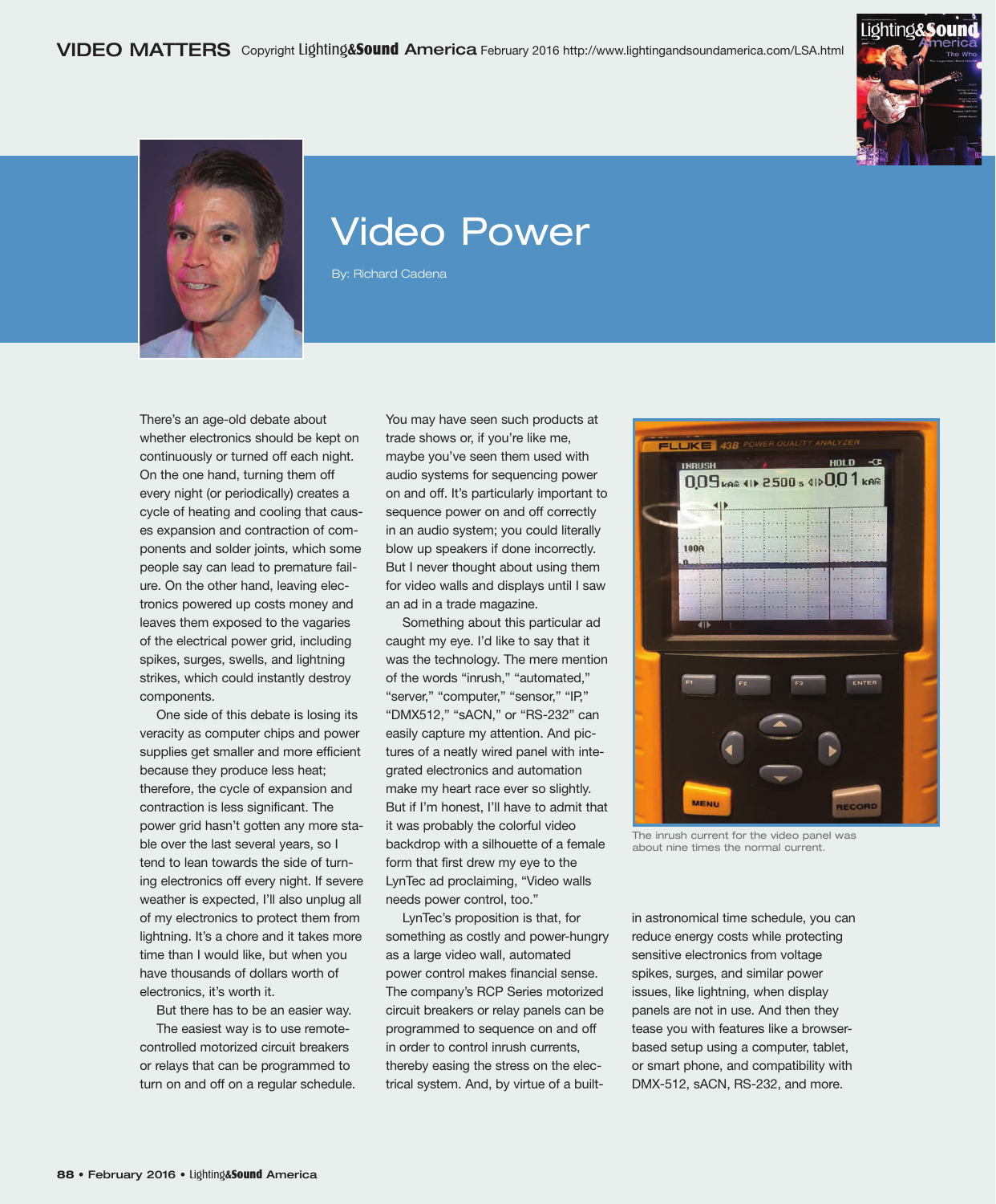# Video Power

By: Richard Cadena

There's an age-old debate about whether electronics should be kept on continuously or turned off each night. On the one hand, turning them off every night (or periodically) creates a cycle of heating and cooling that causes expansion and contraction of components and solder joints, which some people say can lead to premature failure. On the other hand, leaving electronics powered up costs money and leaves them exposed to the vagaries of the electrical power grid, including spikes, surges, swells, and lightning strikes, which could instantly destroy components.

One side of this debate is losing its veracity as computer chips and power supplies get smaller and more efficient because they produce less heat; therefore, the cycle of expansion and contraction is less significant. The power grid hasn't gotten any more stable over the last several years, so I tend to lean towards the side of turning electronics off every night. If severe weather is expected, I'll also unplug all of my electronics to protect them from lightning. It's a chore and it takes more time than I would like, but when you have thousands of dollars worth of electronics, it's worth it.

But there has to be an easier way.

The easiest way is to use remote-controlled motorized circuit breakers or relays that can be programmed to turn on and off on a regular schedule. You may have seen such products at trade shows or, if you're like me, maybe you've seen them used with audio systems for sequencing power on and off. It's particularly important to sequence power on and off correctly in an audio system; you could literally blow up speakers if done incorrectly. But I never thought about using them for video walls and displays until I saw an ad in a trade magazine.

Something about this particular ad caught my eye. I'd like to say that it was the technology. The mere mention of the words "inrush," "automated," "server," "computer," "sensor," "IP," "DMX512," "sACN," or "RS-232" can easily capture my attention. And pictures of a neatly wired panel with integrated electronics and automation make my heart race ever so slightly. But if I'm honest, I'll have to admit that it was probably the colorful video backdrop with a silhouette of a female form that first drew my eye to the LynTec ad proclaiming, "Video walls needs power control, too."

LynTec's proposition is that, for something as costly and power-hungry as a large video wall, automated power control makes financial sense. The company's RCP Series motorized circuit breakers or relay panels can be programmed to sequence on and off in order to control inrush currents, thereby easing the stress on the electrical system. And, by virtue of a built-in astronomical time schedule, you can reduce energy costs while protecting sensitive electronics from voltage spikes, surges, and similar power issues, like lightning, when display panels are not in use. And then they tease you with features like a browser-based setup using a computer, tablet, or smart phone, and compatibility with DMX-512, sACN, RS-232, and more.

The inrush current for the video panel was about nine times the normal current.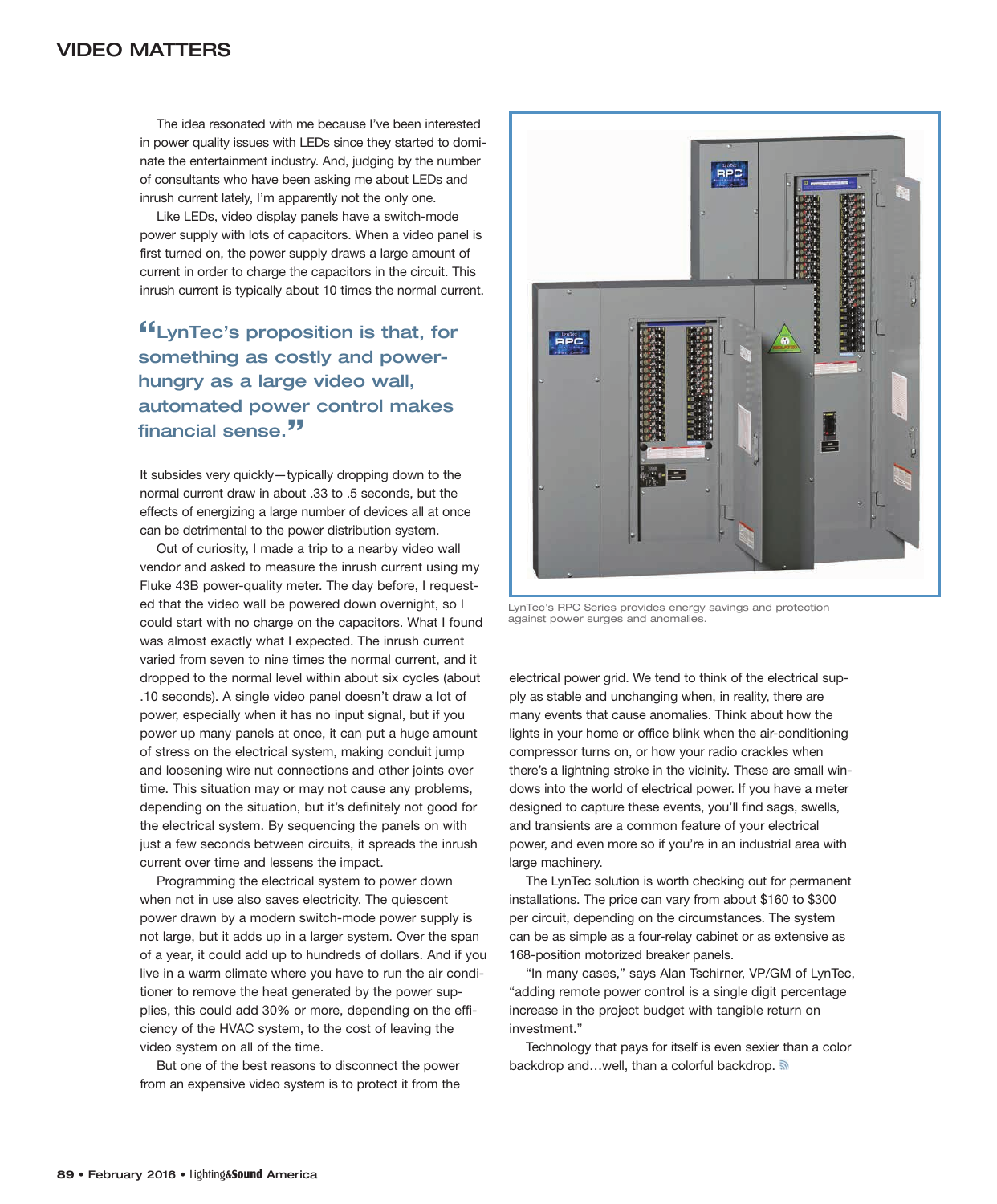The idea resonated with me because I've been interested in power quality issues with LEDs since they started to dominate the entertainment industry. And, judging by the number of consultants who have been asking me about LEDs and inrush current lately, I'm apparently not the only one.

Like LEDs, video display panels have a switch-mode power supply with lots of capacitors. When a video panel is first turned on, the power supply draws a large amount of current in order to charge the capacitors in the circuit. This inrush current is typically about 10 times the normal current.

> "LynTec's proposition is that, for something as costly and power-hungry as a large video wall, automated power control makes financial sense."

It subsides very quickly—typically dropping down to the normal current draw in about .33 to .5 seconds, but the effects of energizing a large number of devices all at once can be detrimental to the power distribution system.

Out of curiosity, I made a trip to a nearby video wall vendor and asked to measure the inrush current using my Fluke 43B power-quality meter. The day before, I requested that the video wall be powered down overnight, so I could start with no charge on the capacitors. What I found was almost exactly what I expected. The inrush current varied from seven to nine times the normal current, and it dropped to the normal level within about six cycles (about .10 seconds). A single video panel doesn't draw a lot of power, especially when it has no input signal, but if you power up many panels at once, it can put a huge amount of stress on the electrical system, making conduit jump and loosening wire nut connections and other joints over time. This situation may or may not cause any problems, depending on the situation, but it's definitely not good for the electrical system. By sequencing the panels on with just a few seconds between circuits, it spreads the inrush current over time and lessens the impact.

Programming the electrical system to power down when not in use also saves electricity. The quiescent power drawn by a modern switch-mode power supply is not large, but it adds up in a larger system. Over the span of a year, it could add up to hundreds of dollars. And if you live in a warm climate where you have to run the air conditioner to remove the heat generated by the power supplies, this could add 30% or more, depending on the efficiency of the HVAC system, to the cost of leaving the video system on all of the time.

But one of the best reasons to disconnect the power from an expensive video system is to protect it from the electrical power grid. We tend to think of the electrical supply as stable and unchanging when, in reality, there are many events that cause anomalies. Think about how the lights in your home or office blink when the air-conditioning compressor turns on, or how your radio crackles when there's a lightning stroke in the vicinity. These are small windows into the world of electrical power. If you have a meter designed to capture these events, you'll find sags, swells, and transients are a common feature of your electrical power, and even more so if you're in an industrial area with large machinery.

LynTec's RPC Series provides energy savings and protection against power surges and anomalies.

The LynTec solution is worth checking out for permanent installations. The price can vary from about $160 to $300 per circuit, depending on the circumstances. The system can be as simple as a four-relay cabinet or as extensive as 168-position motorized breaker panels.

"In many cases," says Alan Tschirner, VP/GM of LynTec, "adding remote power control is a single digit percentage increase in the project budget with tangible return on investment."

Technology that pays for itself is even sexier than a color backdrop and…well, than a colorful backdrop.